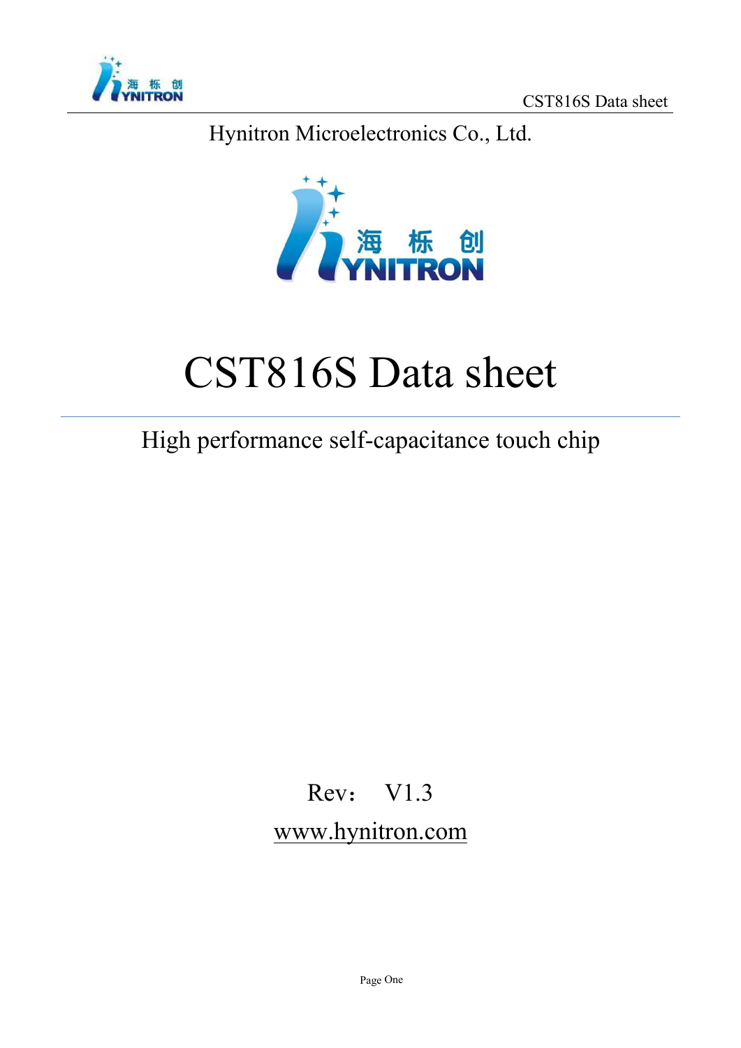Hynitron Microelectronics Co., Ltd.

海 栎 创
YNITRON

# CST816S Data sheet

High performance self-capacitance touch chip

Rev： V1.3

www.hynitron.com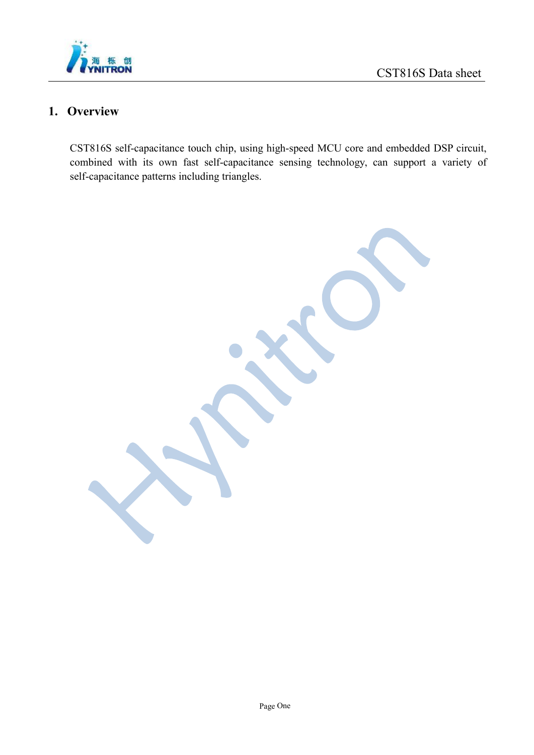# 1. Overview

CST816S self-capacitance touch chip, using high-speed MCU core and embedded DSP circuit, combined with its own fast self-capacitance sensing technology, can support a variety of self-capacitance patterns including triangles.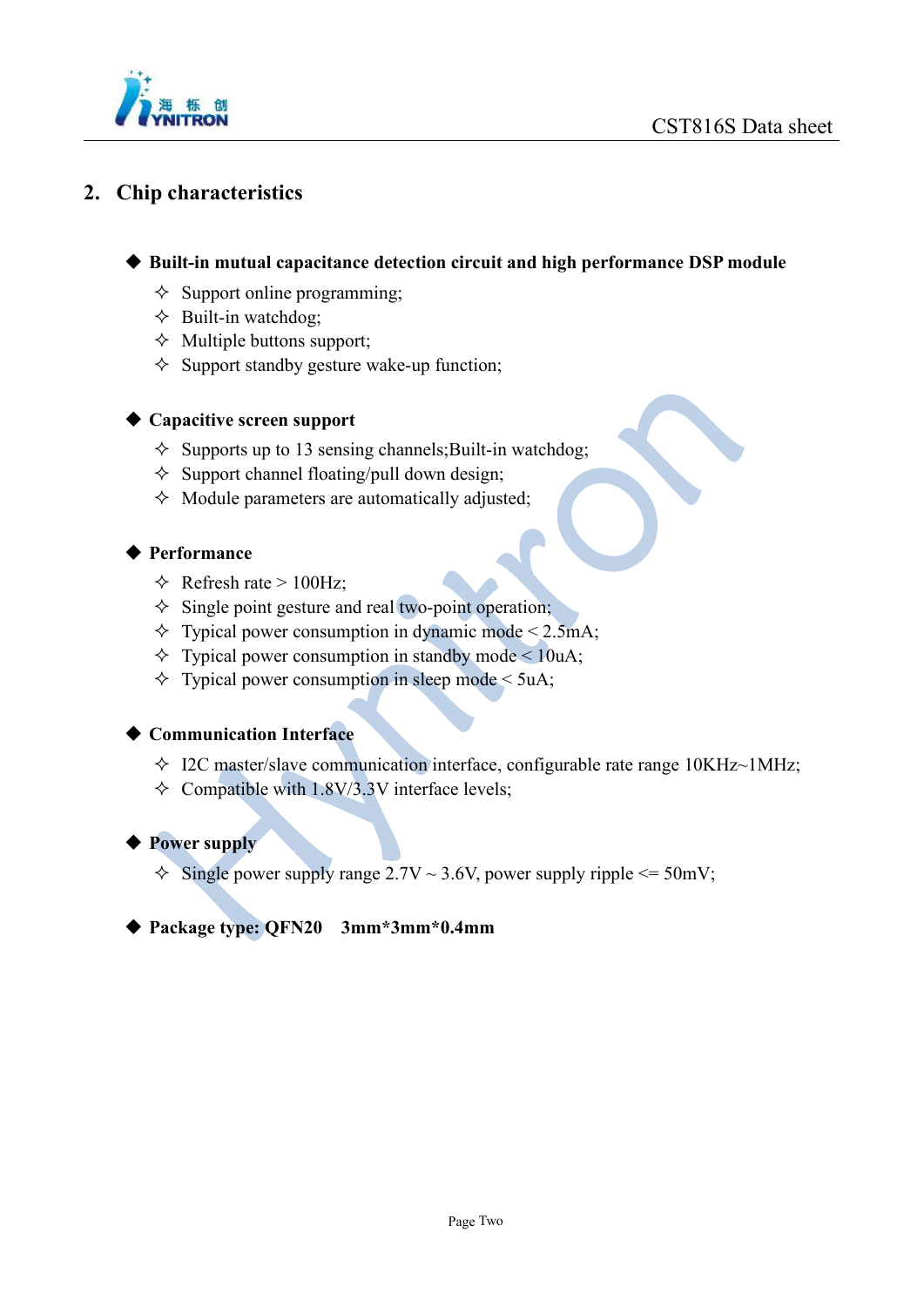## 2. Chip characteristics

◆ **Built-in mutual capacitance detection circuit and high performance DSP module**

- ✧ Support online programming;
- ✧ Built-in watchdog;
- ✧ Multiple buttons support;
- ✧ Support standby gesture wake-up function;

◆ **Capacitive screen support**

- ✧ Supports up to 13 sensing channels;Built-in watchdog;
- ✧ Support channel floating/pull down design;
- ✧ Module parameters are automatically adjusted;

◆ **Performance**

- ✧ Refresh rate > 100Hz;
- ✧ Single point gesture and real two-point operation;
- ✧ Typical power consumption in dynamic mode < 2.5mA;
- ✧ Typical power consumption in standby mode < 10uA;
- ✧ Typical power consumption in sleep mode < 5uA;

◆ **Communication Interface**

- ✧ I2C master/slave communication interface, configurable rate range 10KHz~1MHz;
- ✧ Compatible with 1.8V/3.3V interface levels;

◆ **Power supply**

- ✧ Single power supply range 2.7V ~ 3.6V, power supply ripple <= 50mV;

◆ **Package type: QFN20 3mm*3mm*0.4mm**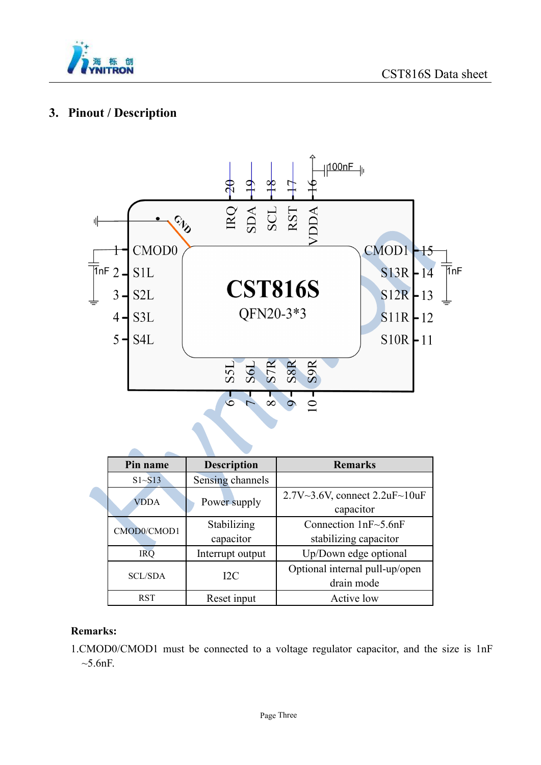## 3. Pinout / Description

| Pin name | Description | Remarks |
|---|---|---|
| S1~S13 | Sensing channels | |
| VDDA | Power supply | 2.7V~3.6V, connect 2.2uF~10uF capacitor |
| CMOD0/CMOD1 | Stabilizing capacitor | Connection 1nF~5.6nF stabilizing capacitor |
| IRQ | Interrupt output | Up/Down edge optional |
| SCL/SDA | I2C | Optional internal pull-up/open drain mode |
| RST | Reset input | Active low |

**Remarks:**

1.CMOD0/CMOD1 must be connected to a voltage regulator capacitor, and the size is 1nF ~5.6nF.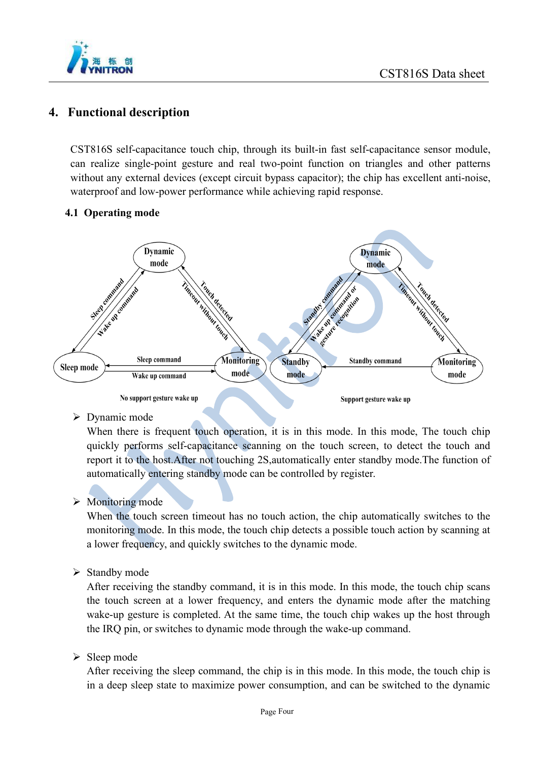## 4. Functional description

CST816S self-capacitance touch chip, through its built-in fast self-capacitance sensor module, can realize single-point gesture and real two-point function on triangles and other patterns without any external devices (except circuit bypass capacitor); the chip has excellent anti-noise, waterproof and low-power performance while achieving rapid response.

### 4.1 Operating mode

Dynamic mode

Sleep command

Wake up command

Touch detected

Timeout without touch

Sleep mode

Sleep command

Wake up command

Monitoring mode

No support gesture wake up

Dynamic mode

Standby command

Wake up command or gesture recognition

Touch detected

Timeout without touch

Standby mode

Standby command

Monitoring mode

Support gesture wake up

- Dynamic mode
  When there is frequent touch operation, it is in this mode. In this mode, The touch chip quickly performs self-capacitance scanning on the touch screen, to detect the touch and report it to the host.After not touching 2S,automatically enter standby mode.The function of automatically entering standby mode can be controlled by register.

- Monitoring mode
  When the touch screen timeout has no touch action, the chip automatically switches to the monitoring mode. In this mode, the touch chip detects a possible touch action by scanning at a lower frequency, and quickly switches to the dynamic mode.

- Standby mode
  After receiving the standby command, it is in this mode. In this mode, the touch chip scans the touch screen at a lower frequency, and enters the dynamic mode after the matching wake-up gesture is completed. At the same time, the touch chip wakes up the host through the IRQ pin, or switches to dynamic mode through the wake-up command.

- Sleep mode
  After receiving the sleep command, the chip is in this mode. In this mode, the touch chip is in a deep sleep state to maximize power consumption, and can be switched to the dynamic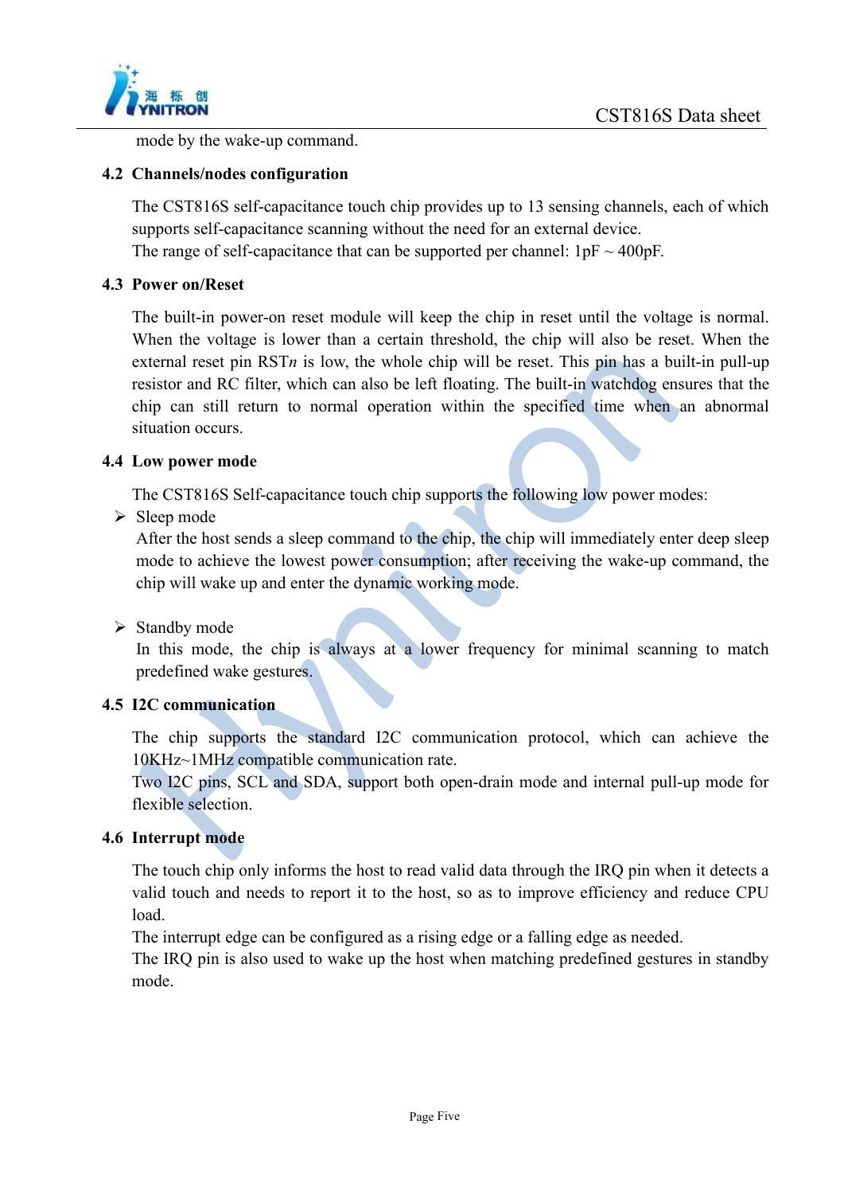mode by the wake-up command.

## 4.2 Channels/nodes configuration

The CST816S self-capacitance touch chip provides up to 13 sensing channels, each of which supports self-capacitance scanning without the need for an external device.
The range of self-capacitance that can be supported per channel: 1pF ~ 400pF.

## 4.3 Power on/Reset

The built-in power-on reset module will keep the chip in reset until the voltage is normal. When the voltage is lower than a certain threshold, the chip will also be reset. When the external reset pin RST*n* is low, the whole chip will be reset. This pin has a built-in pull-up resistor and RC filter, which can also be left floating. The built-in watchdog ensures that the chip can still return to normal operation within the specified time when an abnormal situation occurs.

## 4.4 Low power mode

The CST816S Self-capacitance touch chip supports the following low power modes:

- Sleep mode
  After the host sends a sleep command to the chip, the chip will immediately enter deep sleep mode to achieve the lowest power consumption; after receiving the wake-up command, the chip will wake up and enter the dynamic working mode.

- Standby mode
  In this mode, the chip is always at a lower frequency for minimal scanning to match predefined wake gestures.

## 4.5 I2C communication

The chip supports the standard I2C communication protocol, which can achieve the 10KHz~1MHz compatible communication rate.
Two I2C pins, SCL and SDA, support both open-drain mode and internal pull-up mode for flexible selection.

## 4.6 Interrupt mode

The touch chip only informs the host to read valid data through the IRQ pin when it detects a valid touch and needs to report it to the host, so as to improve efficiency and reduce CPU load.
The interrupt edge can be configured as a rising edge or a falling edge as needed.
The IRQ pin is also used to wake up the host when matching predefined gestures in standby mode.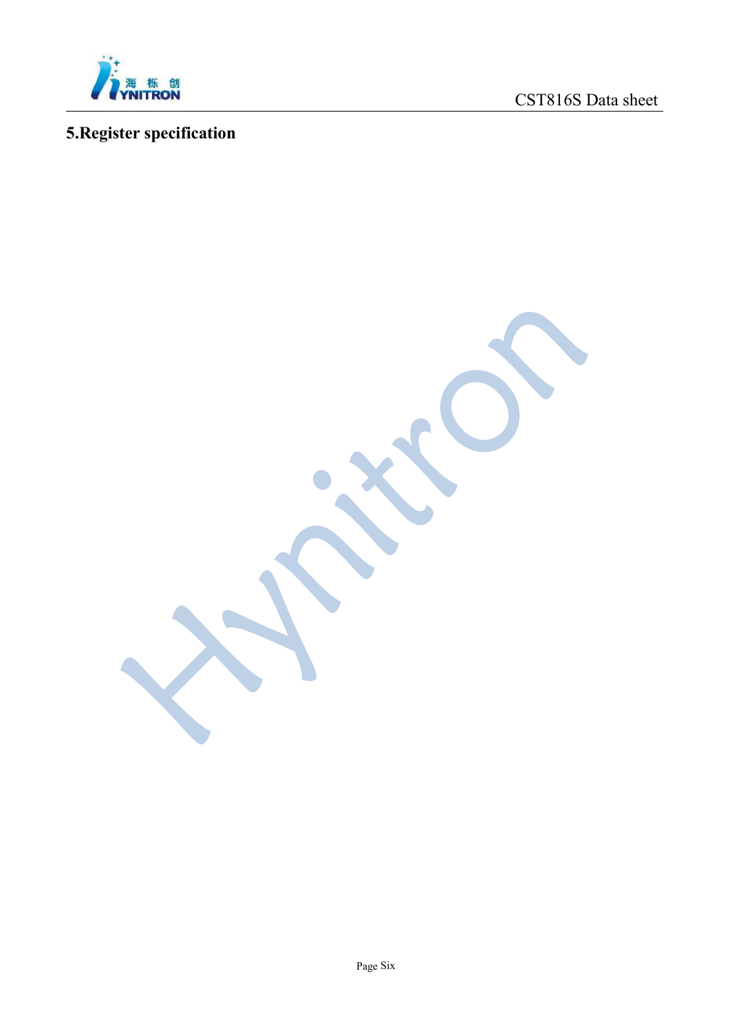# 5.Register specification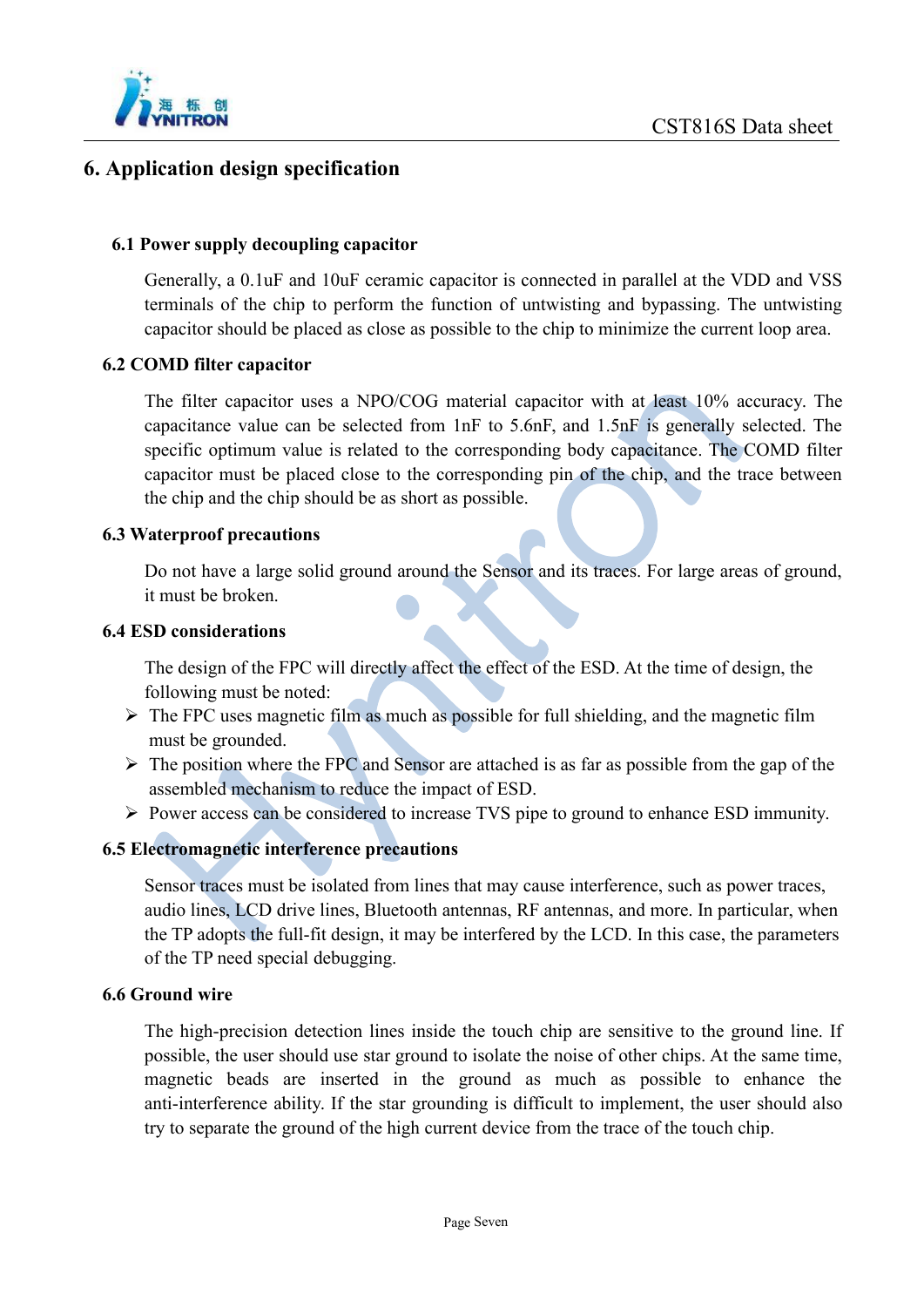# 6. Application design specification

### 6.1 Power supply decoupling capacitor

Generally, a 0.1uF and 10uF ceramic capacitor is connected in parallel at the VDD and VSS terminals of the chip to perform the function of untwisting and bypassing. The untwisting capacitor should be placed as close as possible to the chip to minimize the current loop area.

### 6.2 COMD filter capacitor

The filter capacitor uses a NPO/COG material capacitor with at least 10% accuracy. The capacitance value can be selected from 1nF to 5.6nF, and 1.5nF is generally selected. The specific optimum value is related to the corresponding body capacitance. The COMD filter capacitor must be placed close to the corresponding pin of the chip, and the trace between the chip and the chip should be as short as possible.

### 6.3 Waterproof precautions

Do not have a large solid ground around the Sensor and its traces. For large areas of ground, it must be broken.

### 6.4 ESD considerations

The design of the FPC will directly affect the effect of the ESD. At the time of design, the following must be noted:

- The FPC uses magnetic film as much as possible for full shielding, and the magnetic film must be grounded.
- The position where the FPC and Sensor are attached is as far as possible from the gap of the assembled mechanism to reduce the impact of ESD.
- Power access can be considered to increase TVS pipe to ground to enhance ESD immunity.

### 6.5 Electromagnetic interference precautions

Sensor traces must be isolated from lines that may cause interference, such as power traces, audio lines, LCD drive lines, Bluetooth antennas, RF antennas, and more. In particular, when the TP adopts the full-fit design, it may be interfered by the LCD. In this case, the parameters of the TP need special debugging.

### 6.6 Ground wire

The high-precision detection lines inside the touch chip are sensitive to the ground line. If possible, the user should use star ground to isolate the noise of other chips. At the same time, magnetic beads are inserted in the ground as much as possible to enhance the anti-interference ability. If the star grounding is difficult to implement, the user should also try to separate the ground of the high current device from the trace of the touch chip.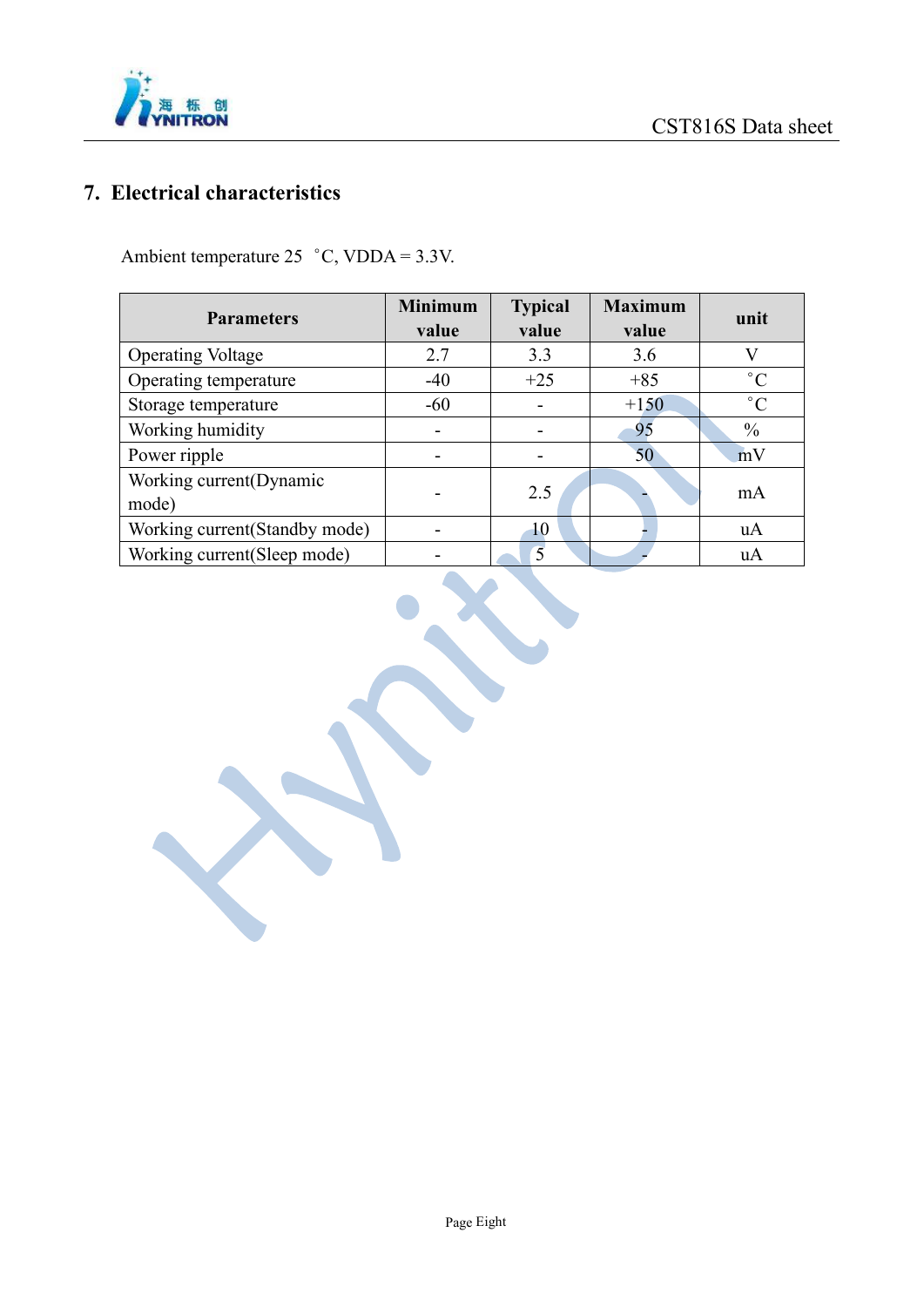## 7. Electrical characteristics

Ambient temperature 25 ˚C, VDDA = 3.3V.

| Parameters | Minimum value | Typical value | Maximum value | unit |
|---|---|---|---|---|
| Operating Voltage | 2.7 | 3.3 | 3.6 | V |
| Operating temperature | -40 | +25 | +85 | ˚C |
| Storage temperature | -60 | - | +150 | ˚C |
| Working humidity | - | - | 95 | % |
| Power ripple | - | - | 50 | mV |
| Working current(Dynamic mode) | - | 2.5 | - | mA |
| Working current(Standby mode) | - | 10 | - | uA |
| Working current(Sleep mode) | - | 5 | - | uA |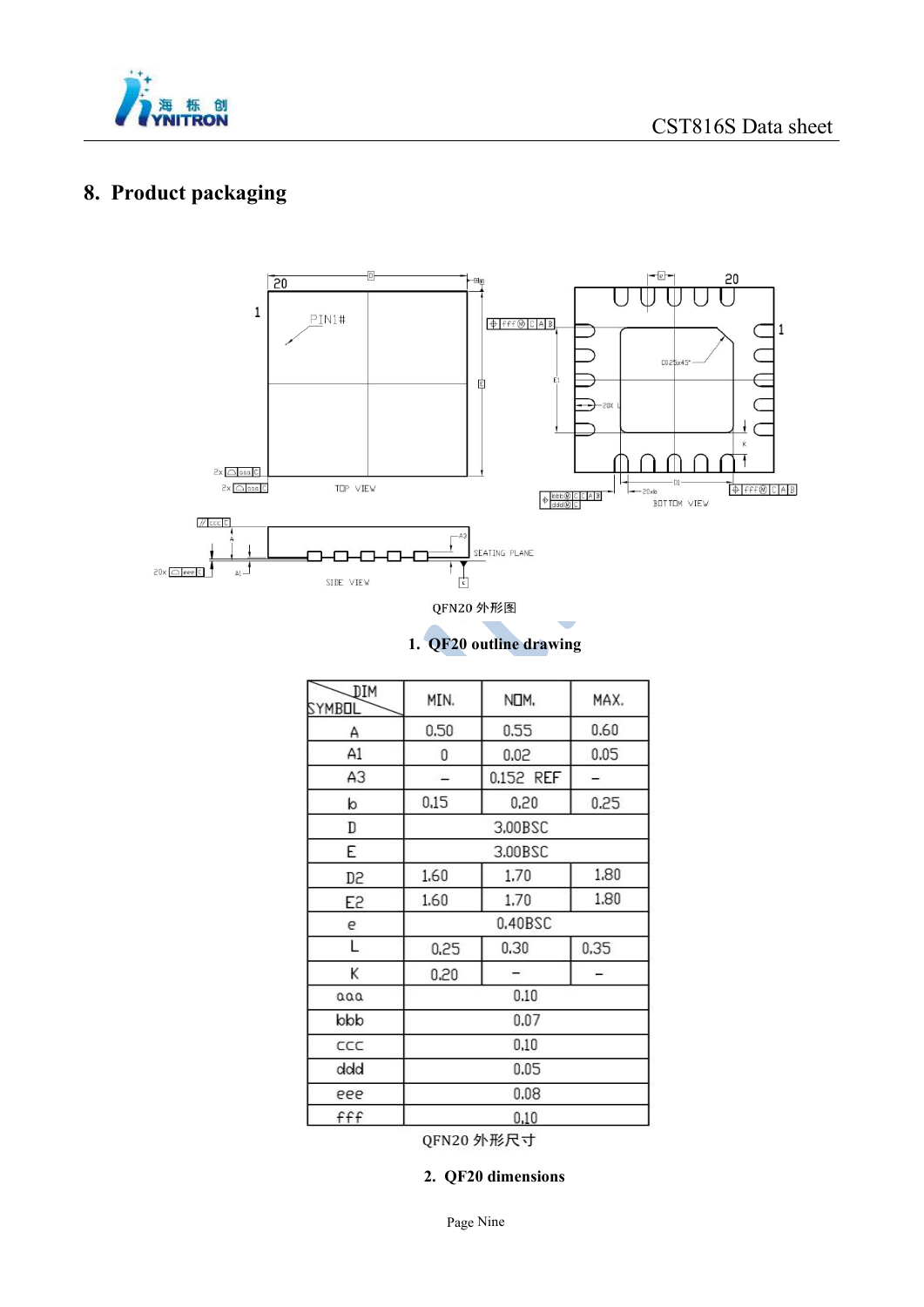## 8. Product packaging

QFN20 外形图

1. QF20 outline drawing

| SYMBOL \ DIM | MIN. | NOM. | MAX. |
|---|---|---|---|
| A | 0.50 | 0.55 | 0.60 |
| A1 | 0 | 0.02 | 0.05 |
| A3 | – | 0.152 REF | – |
| b | 0.15 | 0.20 | 0.25 |
| D | 3.00BSC | | |
| E | 3.00BSC | | |
| D2 | 1.60 | 1.70 | 1.80 |
| E2 | 1.60 | 1.70 | 1.80 |
| e | 0.40BSC | | |
| L | 0.25 | 0.30 | 0.35 |
| K | 0.20 | – | – |
| aaa | 0.10 | | |
| bbb | 0.07 | | |
| ccc | 0.10 | | |
| ddd | 0.05 | | |
| eee | 0.08 | | |
| fff | 0.10 | | |

QFN20 外形尺寸

2. QF20 dimensions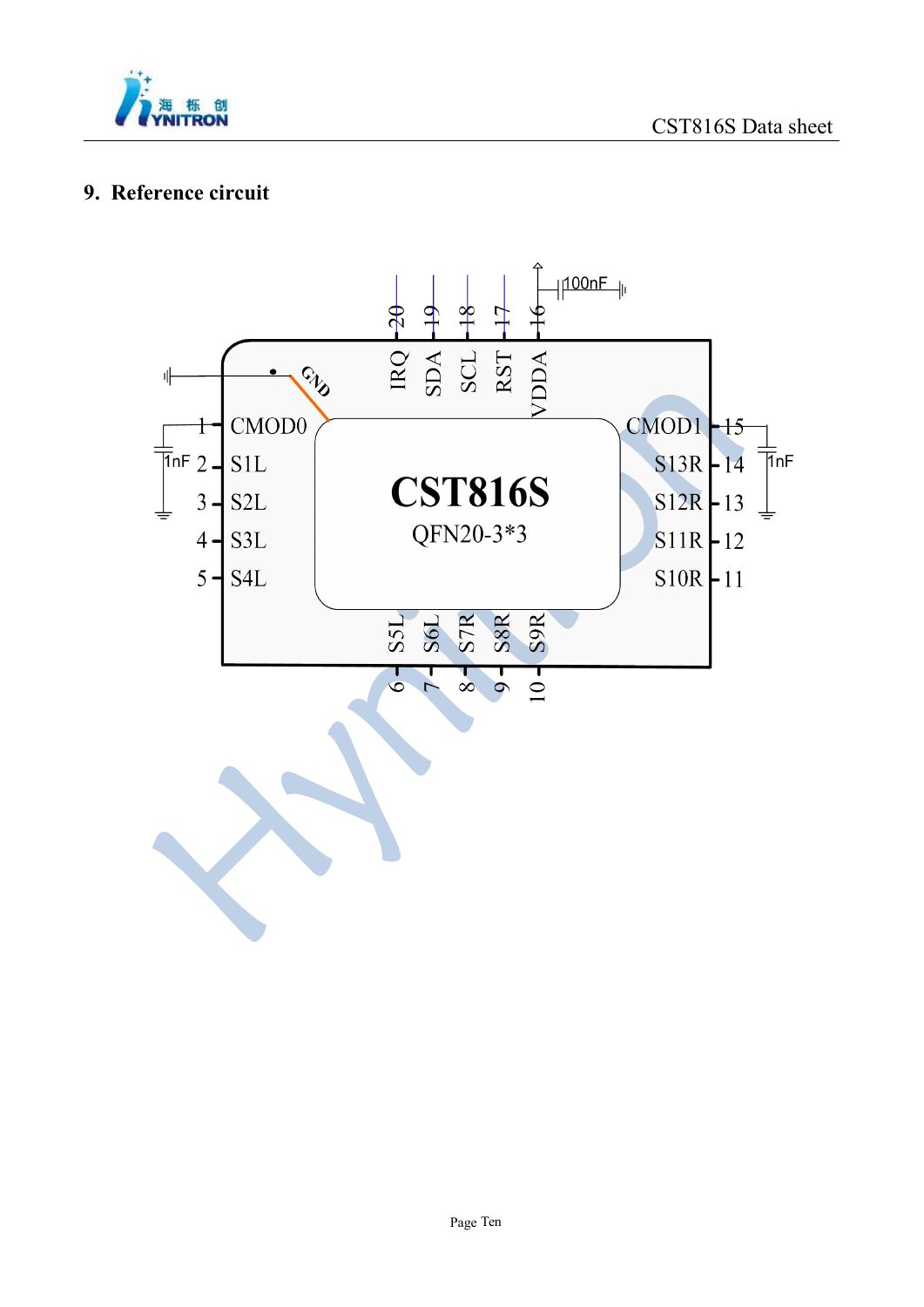## 9. Reference circuit

CST816S

QFN20-3*3

| Pin | Name |
|---|---|
| 1 | CMOD0 |
| 2 | S1L |
| 3 | S2L |
| 4 | S3L |
| 5 | S4L |
| 6 | S5L |
| 7 | S6L |
| 8 | S7R |
| 9 | S8R |
| 10 | S9R |
| 11 | S10R |
| 12 | S11R |
| 13 | S12R |
| 14 | S13R |
| 15 | CMOD1 |
| 16 | VDDA |
| 17 | RST |
| 18 | SCL |
| 19 | SDA |
| 20 | IRQ |
| – | GND |

1nF

1nF

100nF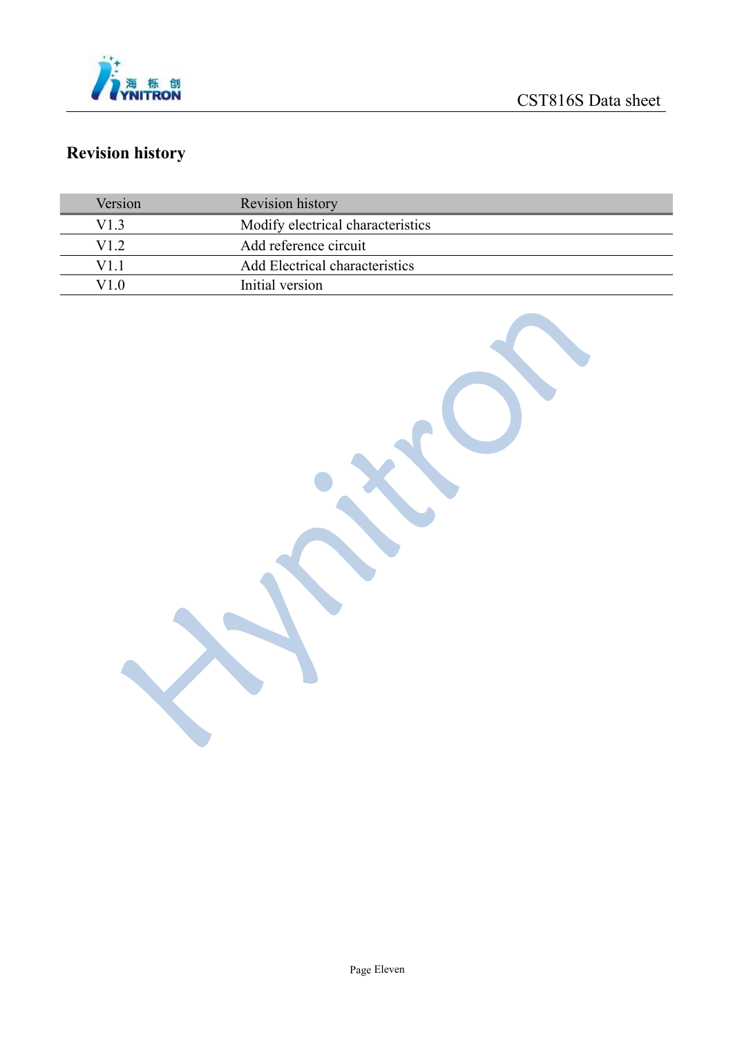## Revision history

| Version | Revision history |
|---|---|
| V1.3 | Modify electrical characteristics |
| V1.2 | Add reference circuit |
| V1.1 | Add Electrical characteristics |
| V1.0 | Initial version |